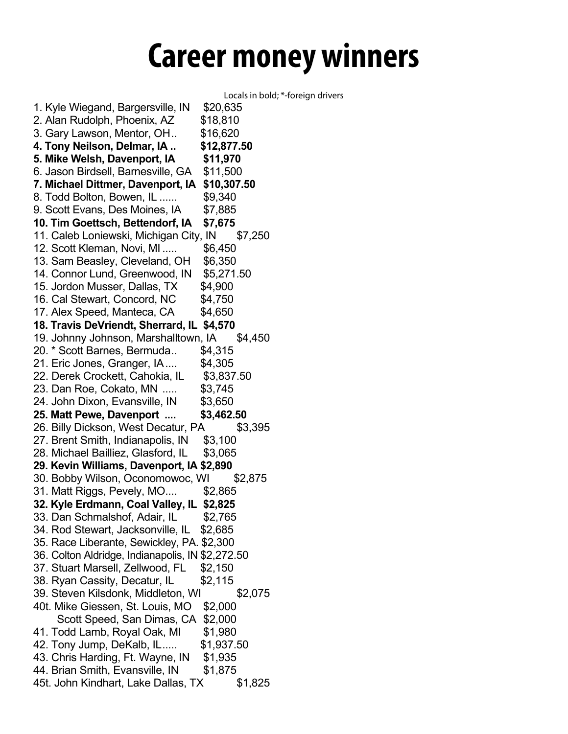# Career money winners

Locals in bold; *-foreign drivers

1. Kyle Wiegand, Bargersville, IN $20,635
2. Alan Rudolph, Phoenix, AZ $18,810
3. Gary Lawson, Mentor, OH.. $16,620
4. **Tony Neilson, Delmar, IA .. $12,877.50**
5. **Mike Welsh, Davenport, IA $11,970**
6. Jason Birdsell, Barnesville, GA $11,500
7. **Michael Dittmer, Davenport, IA $10,307.50**
8. Todd Bolton, Bowen, IL ...... $9,340
9. Scott Evans, Des Moines, IA $7,885
10. **Tim Goettsch, Bettendorf, IA $7,675**
11. Caleb Loniewski, Michigan City, IN $7,250
12. Scott Kleman, Novi, MI ..... $6,450
13. Sam Beasley, Cleveland, OH $6,350
14. Connor Lund, Greenwood, IN $5,271.50
15. Jordon Musser, Dallas, TX $4,900
16. Cal Stewart, Concord, NC $4,750
17. Alex Speed, Manteca, CA $4,650
18. **Travis DeVriendt, Sherrard, IL $4,570**
19. Johnny Johnson, Marshalltown, IA $4,450
20. * Scott Barnes, Bermuda.. $4,315
21. Eric Jones, Granger, IA.... $4,305
22. Derek Crockett, Cahokia, IL $3,837.50
23. Dan Roe, Cokato, MN ..... $3,745
24. John Dixon, Evansville, IN $3,650
25. **Matt Pewe, Davenport .... $3,462.50**
26. Billy Dickson, West Decatur, PA $3,395
27. Brent Smith, Indianapolis, IN $3,100
28. Michael Bailliez, Glasford, IL $3,065
29. **Kevin Williams, Davenport, IA $2,890**
30. Bobby Wilson, Oconomowoc, WI $2,875
31. Matt Riggs, Pevely, MO.... $2,865
32. **Kyle Erdmann, Coal Valley, IL $2,825**
33. Dan Schmalshof, Adair, IL $2,765
34. Rod Stewart, Jacksonville, IL $2,685
35. Race Liberante, Sewickley, PA. $2,300
36. Colton Aldridge, Indianapolis, IN $2,272.50
37. Stuart Marsell, Zellwood, FL $2,150
38. Ryan Cassity, Decatur, IL $2,115
39. Steven Kilsdonk, Middleton, WI $2,075

40t. Mike Giessen, St. Louis, MO $2,000
 Scott Speed, San Dimas, CA $2,000

41. Todd Lamb, Royal Oak, MI $1,980
42. Tony Jump, DeKalb, IL..... $1,937.50
43. Chris Harding, Ft. Wayne, IN $1,935
44. Brian Smith, Evansville, IN $1,875

45t. John Kindhart, Lake Dallas, TX $1,825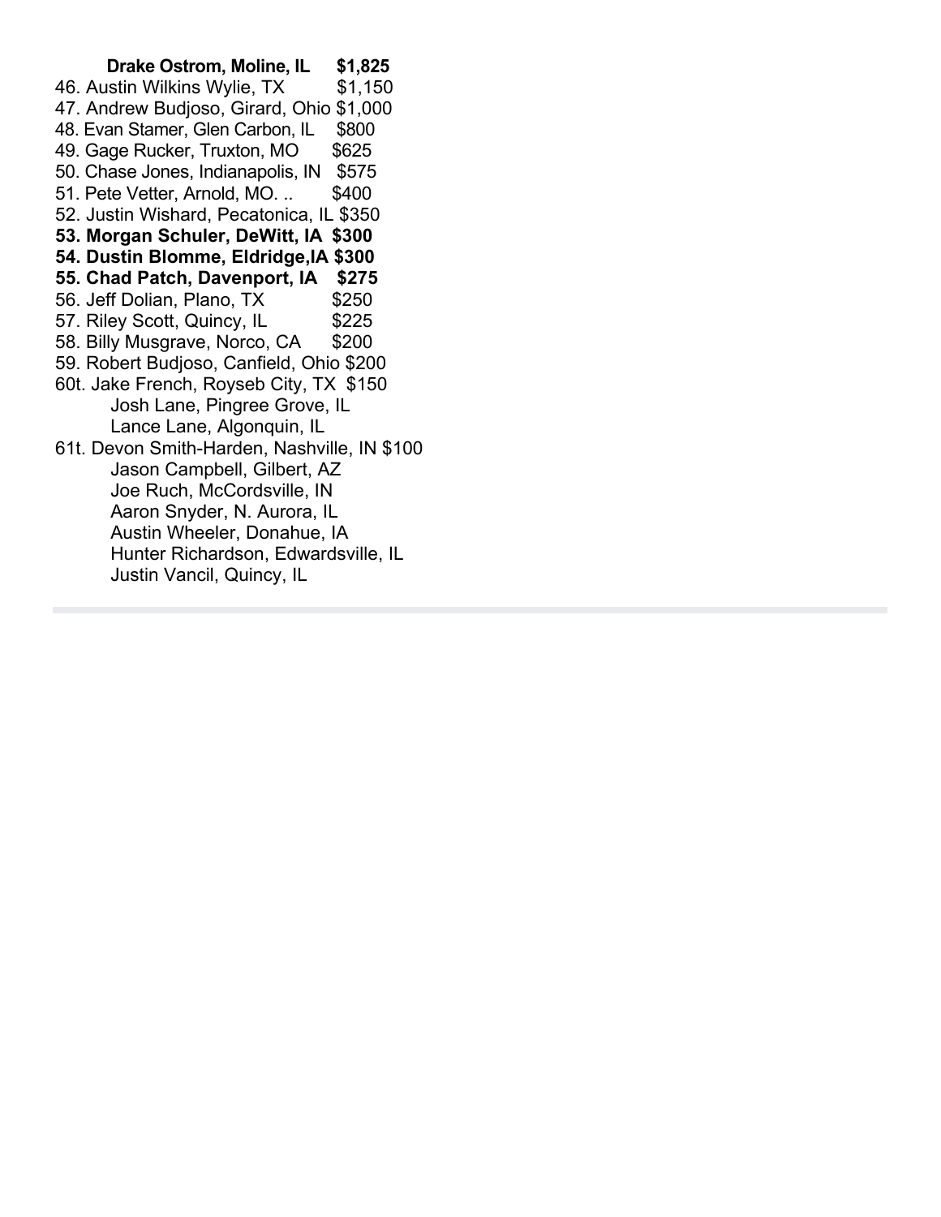**Drake Ostrom, Moline, IL $1,825**

46. Austin Wilkins Wylie, TX $1,150
47. Andrew Budjoso, Girard, Ohio $1,000
48. Evan Stamer, Glen Carbon, IL $800
49. Gage Rucker, Truxton, MO $625
50. Chase Jones, Indianapolis, IN $575
51. Pete Vetter, Arnold, MO. .. $400
52. Justin Wishard, Pecatonica, IL $350
53. **Morgan Schuler, DeWitt, IA $300**
54. **Dustin Blomme, Eldridge,IA $300**
55. **Chad Patch, Davenport, IA $275**
56. Jeff Dolian, Plano, TX $250
57. Riley Scott, Quincy, IL $225
58. Billy Musgrave, Norco, CA $200
59. Robert Budjoso, Canfield, Ohio $200

60t. Jake French, Royseb City, TX $150
Josh Lane, Pingree Grove, IL
Lance Lane, Algonquin, IL

61t. Devon Smith-Harden, Nashville, IN $100
Jason Campbell, Gilbert, AZ
Joe Ruch, McCordsville, IN
Aaron Snyder, N. Aurora, IL
Austin Wheeler, Donahue, IA
Hunter Richardson, Edwardsville, IL
Justin Vancil, Quincy, IL